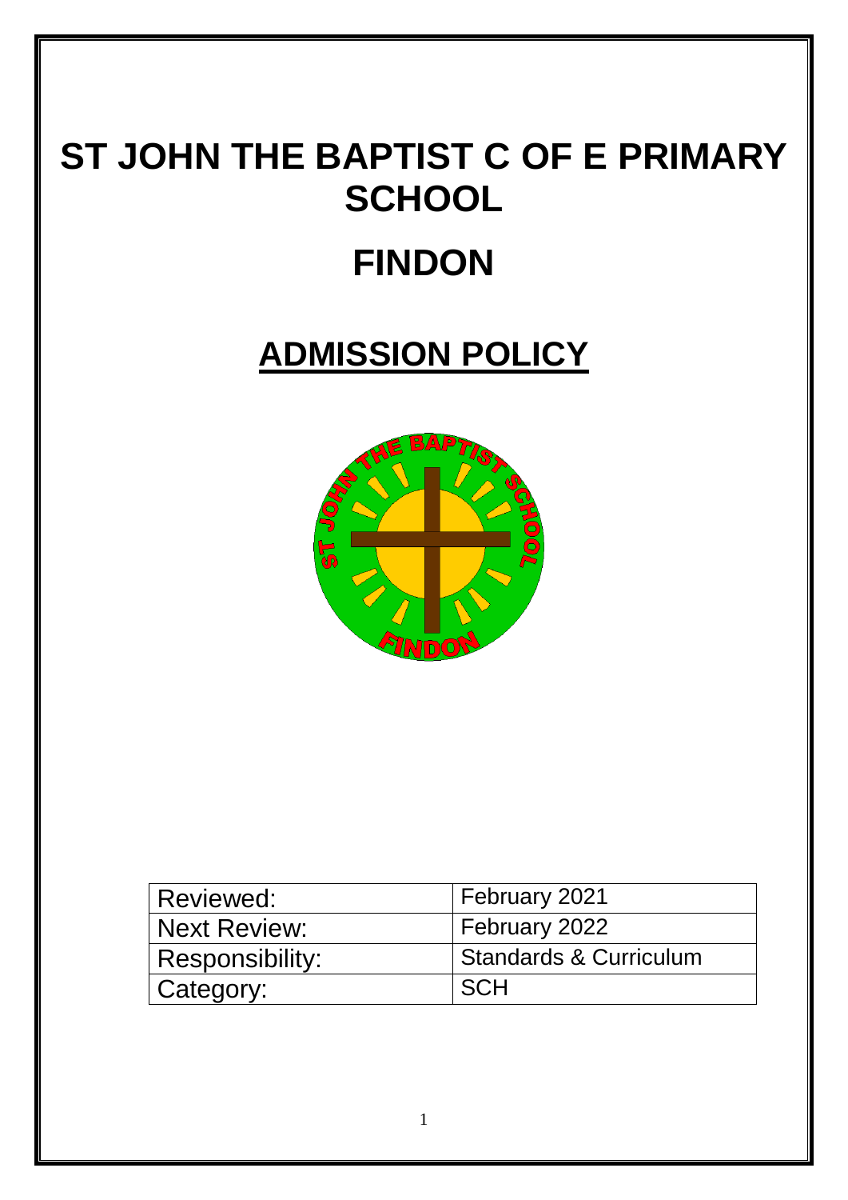# ST JOHN THE BAPTIST C OF E PRIMARY SCHOOL

# FINDON

# ADMISSION POLICY

| Reviewed: | February 2021 |
|---|---|
| Next Review: | February 2022 |
| Responsibility: | Standards & Curriculum |
| Category: | SCH |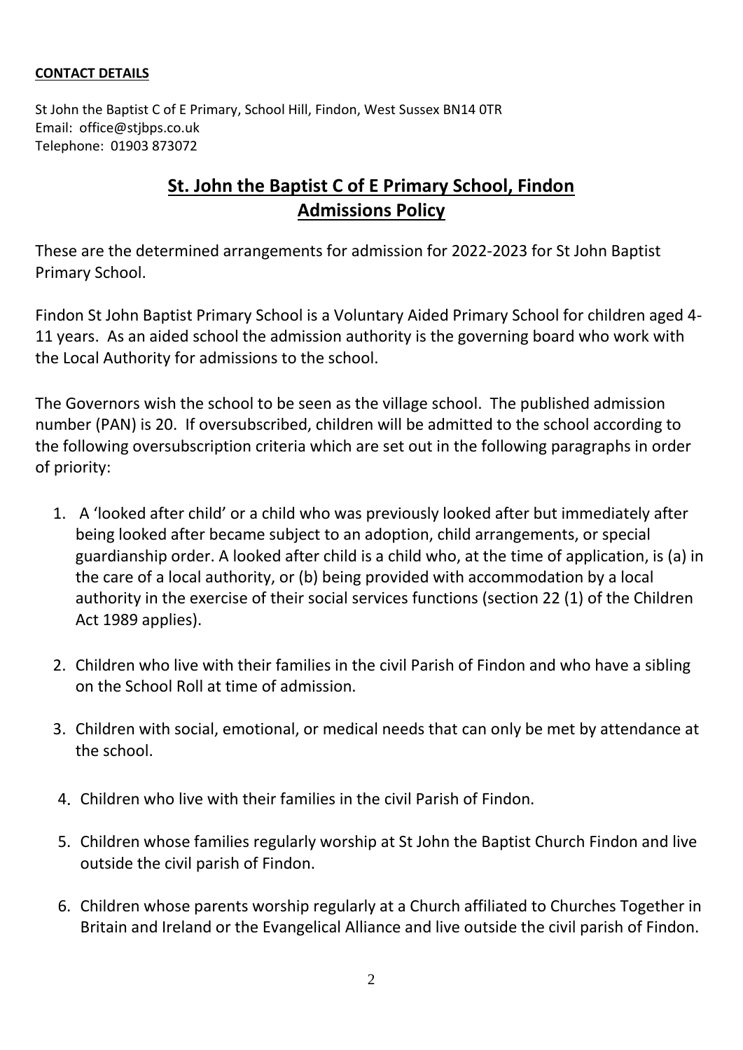**CONTACT DETAILS**

St John the Baptist C of E Primary, School Hill, Findon, West Sussex BN14 0TR
Email: office@stjbps.co.uk
Telephone: 01903 873072

# St. John the Baptist C of E Primary School, Findon
# Admissions Policy

These are the determined arrangements for admission for 2022-2023 for St John Baptist Primary School.

Findon St John Baptist Primary School is a Voluntary Aided Primary School for children aged 4-11 years. As an aided school the admission authority is the governing board who work with the Local Authority for admissions to the school.

The Governors wish the school to be seen as the village school. The published admission number (PAN) is 20. If oversubscribed, children will be admitted to the school according to the following oversubscription criteria which are set out in the following paragraphs in order of priority:

1. A 'looked after child' or a child who was previously looked after but immediately after being looked after became subject to an adoption, child arrangements, or special guardianship order. A looked after child is a child who, at the time of application, is (a) in the care of a local authority, or (b) being provided with accommodation by a local authority in the exercise of their social services functions (section 22 (1) of the Children Act 1989 applies).

2. Children who live with their families in the civil Parish of Findon and who have a sibling on the School Roll at time of admission.

3. Children with social, emotional, or medical needs that can only be met by attendance at the school.

4. Children who live with their families in the civil Parish of Findon.

5. Children whose families regularly worship at St John the Baptist Church Findon and live outside the civil parish of Findon.

6. Children whose parents worship regularly at a Church affiliated to Churches Together in Britain and Ireland or the Evangelical Alliance and live outside the civil parish of Findon.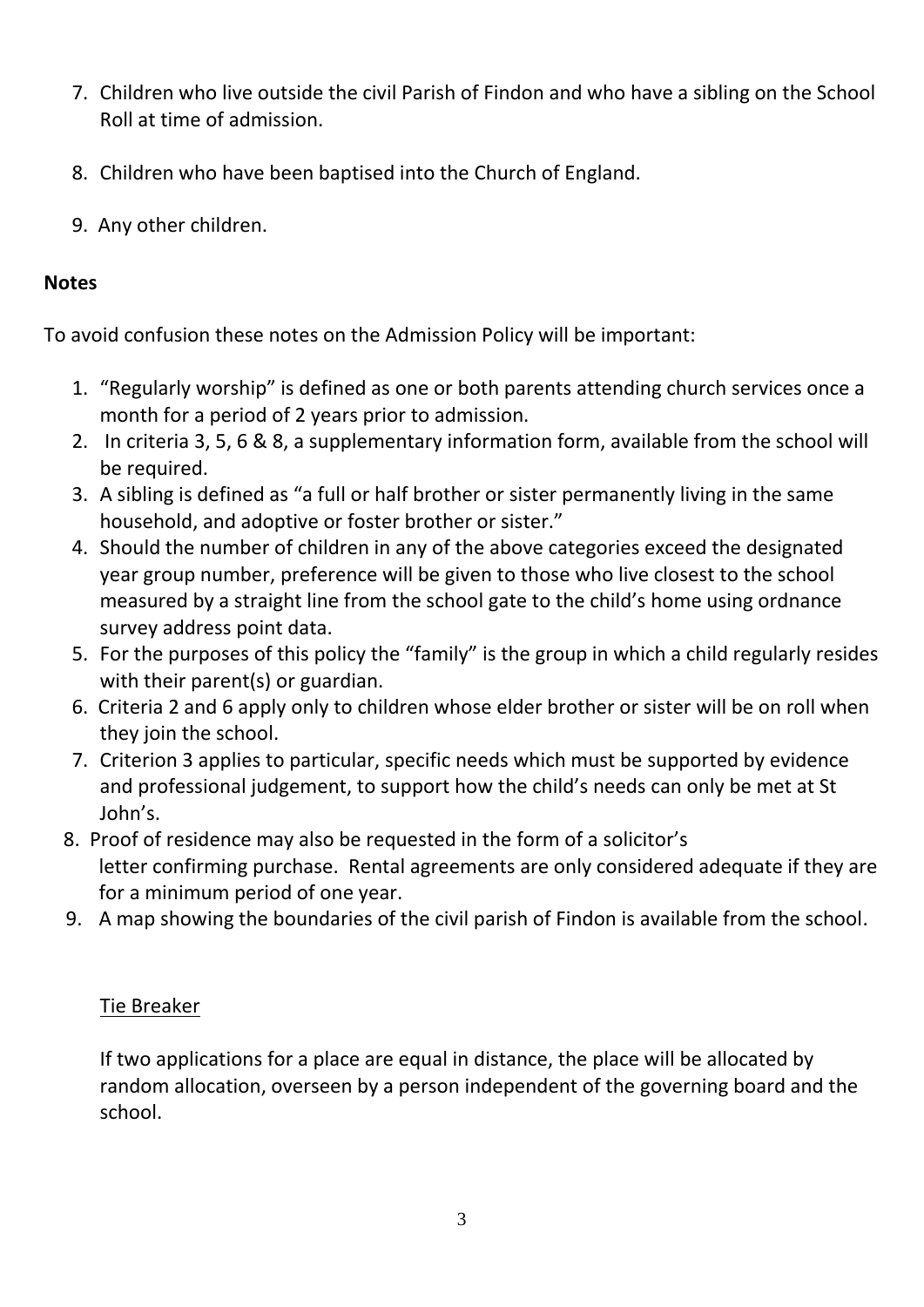7. Children who live outside the civil Parish of Findon and who have a sibling on the School Roll at time of admission.

8. Children who have been baptised into the Church of England.

9. Any other children.

**Notes**

To avoid confusion these notes on the Admission Policy will be important:

1. "Regularly worship" is defined as one or both parents attending church services once a month for a period of 2 years prior to admission.
2. In criteria 3, 5, 6 & 8, a supplementary information form, available from the school will be required.
3. A sibling is defined as "a full or half brother or sister permanently living in the same household, and adoptive or foster brother or sister."
4. Should the number of children in any of the above categories exceed the designated year group number, preference will be given to those who live closest to the school measured by a straight line from the school gate to the child's home using ordnance survey address point data.
5. For the purposes of this policy the "family" is the group in which a child regularly resides with their parent(s) or guardian.
6. Criteria 2 and 6 apply only to children whose elder brother or sister will be on roll when they join the school.
7. Criterion 3 applies to particular, specific needs which must be supported by evidence and professional judgement, to support how the child's needs can only be met at St John's.
8. Proof of residence may also be requested in the form of a solicitor's letter confirming purchase. Rental agreements are only considered adequate if they are for a minimum period of one year.
9. A map showing the boundaries of the civil parish of Findon is available from the school.

Tie Breaker

If two applications for a place are equal in distance, the place will be allocated by random allocation, overseen by a person independent of the governing board and the school.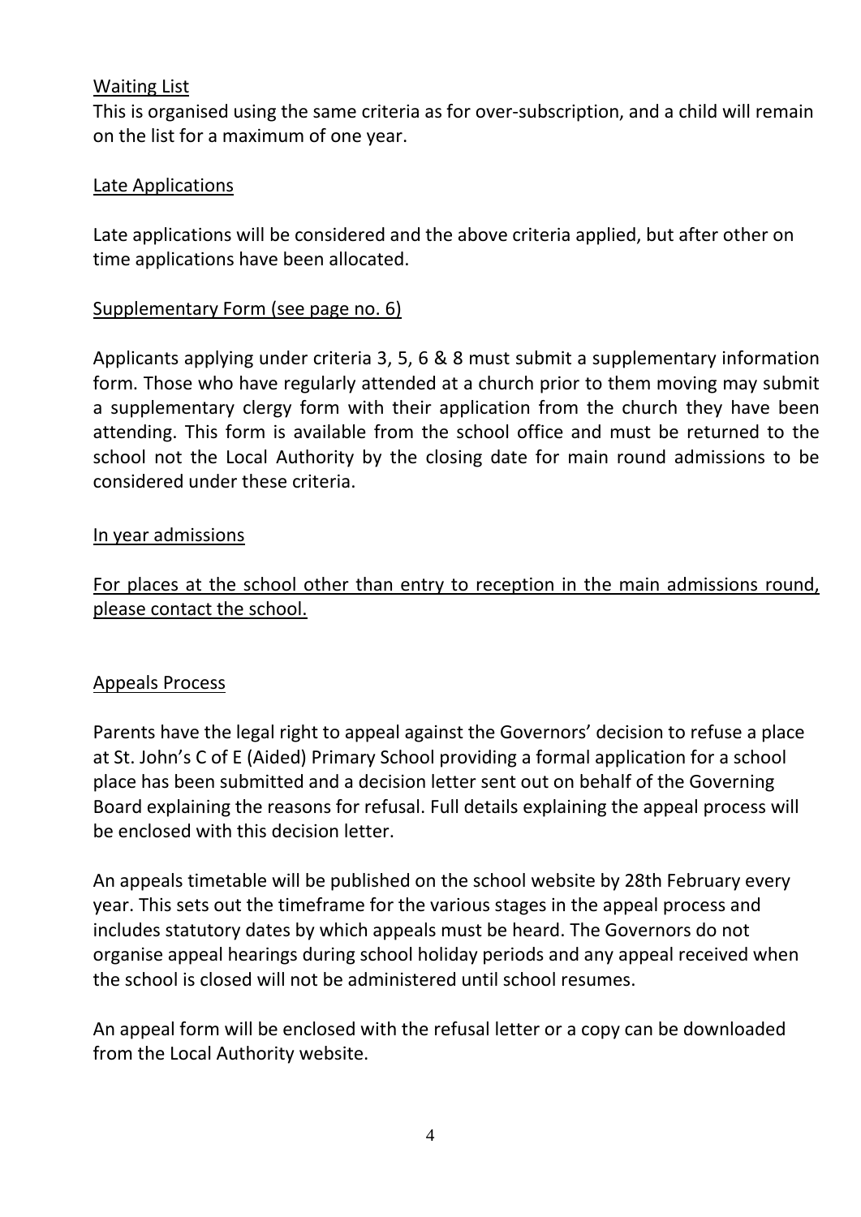## Waiting List

This is organised using the same criteria as for over-subscription, and a child will remain on the list for a maximum of one year.

## Late Applications

Late applications will be considered and the above criteria applied, but after other on time applications have been allocated.

## Supplementary Form (see page no. 6)

Applicants applying under criteria 3, 5, 6 & 8 must submit a supplementary information form. Those who have regularly attended at a church prior to them moving may submit a supplementary clergy form with their application from the church they have been attending. This form is available from the school office and must be returned to the school not the Local Authority by the closing date for main round admissions to be considered under these criteria.

## In year admissions

For places at the school other than entry to reception in the main admissions round, please contact the school.

## Appeals Process

Parents have the legal right to appeal against the Governors' decision to refuse a place at St. John's C of E (Aided) Primary School providing a formal application for a school place has been submitted and a decision letter sent out on behalf of the Governing Board explaining the reasons for refusal. Full details explaining the appeal process will be enclosed with this decision letter.

An appeals timetable will be published on the school website by 28th February every year. This sets out the timeframe for the various stages in the appeal process and includes statutory dates by which appeals must be heard. The Governors do not organise appeal hearings during school holiday periods and any appeal received when the school is closed will not be administered until school resumes.

An appeal form will be enclosed with the refusal letter or a copy can be downloaded from the Local Authority website.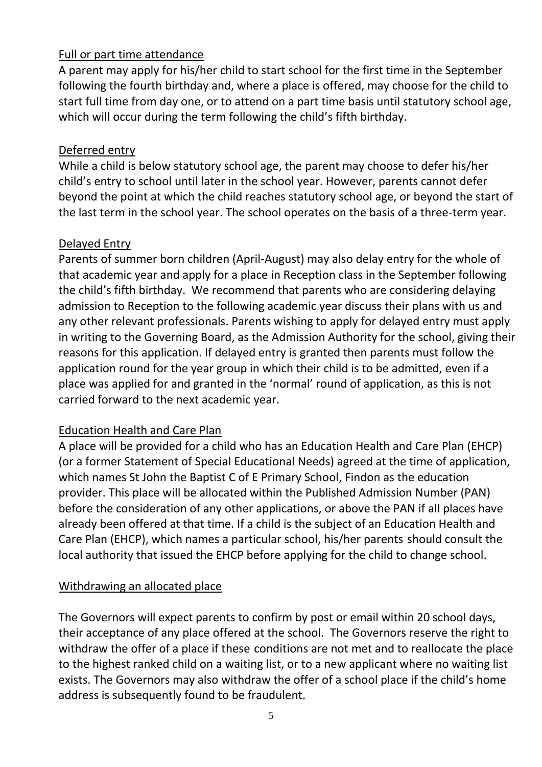## Full or part time attendance

A parent may apply for his/her child to start school for the first time in the September following the fourth birthday and, where a place is offered, may choose for the child to start full time from day one, or to attend on a part time basis until statutory school age, which will occur during the term following the child's fifth birthday.

## Deferred entry

While a child is below statutory school age, the parent may choose to defer his/her child's entry to school until later in the school year. However, parents cannot defer beyond the point at which the child reaches statutory school age, or beyond the start of the last term in the school year. The school operates on the basis of a three-term year.

## Delayed Entry

Parents of summer born children (April-August) may also delay entry for the whole of that academic year and apply for a place in Reception class in the September following the child's fifth birthday. We recommend that parents who are considering delaying admission to Reception to the following academic year discuss their plans with us and any other relevant professionals. Parents wishing to apply for delayed entry must apply in writing to the Governing Board, as the Admission Authority for the school, giving their reasons for this application. If delayed entry is granted then parents must follow the application round for the year group in which their child is to be admitted, even if a place was applied for and granted in the 'normal' round of application, as this is not carried forward to the next academic year.

## Education Health and Care Plan

A place will be provided for a child who has an Education Health and Care Plan (EHCP) (or a former Statement of Special Educational Needs) agreed at the time of application, which names St John the Baptist C of E Primary School, Findon as the education provider. This place will be allocated within the Published Admission Number (PAN) before the consideration of any other applications, or above the PAN if all places have already been offered at that time. If a child is the subject of an Education Health and Care Plan (EHCP), which names a particular school, his/her parents should consult the local authority that issued the EHCP before applying for the child to change school.

## Withdrawing an allocated place

The Governors will expect parents to confirm by post or email within 20 school days, their acceptance of any place offered at the school. The Governors reserve the right to withdraw the offer of a place if these conditions are not met and to reallocate the place to the highest ranked child on a waiting list, or to a new applicant where no waiting list exists. The Governors may also withdraw the offer of a school place if the child's home address is subsequently found to be fraudulent.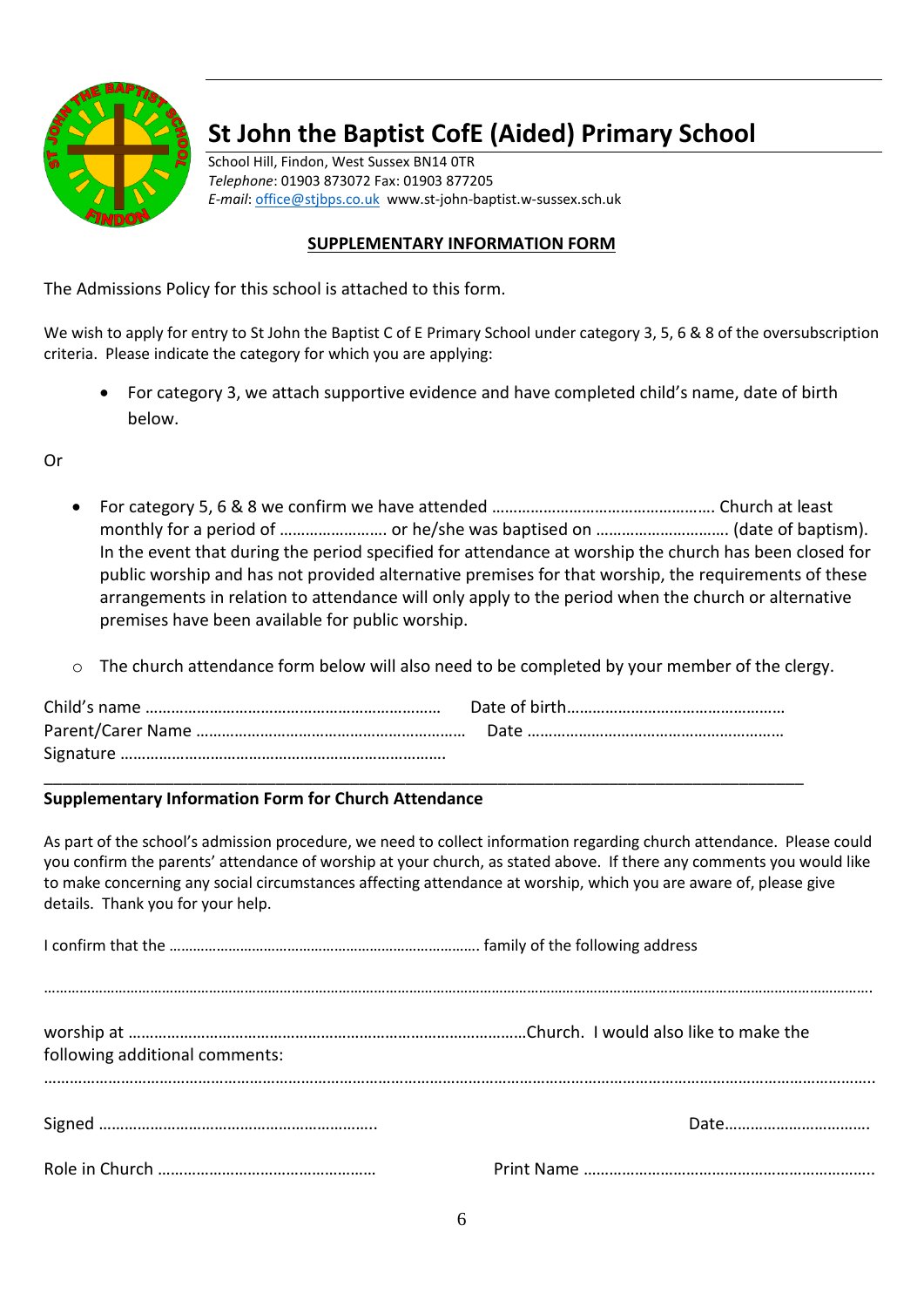# St John the Baptist CofE (Aided) Primary School

School Hill, Findon, West Sussex BN14 0TR
*Telephone*: 01903 873072 Fax: 01903 877205
*E-mail*: office@stjbps.co.uk www.st-john-baptist.w-sussex.sch.uk

**SUPPLEMENTARY INFORMATION FORM**

The Admissions Policy for this school is attached to this form.

We wish to apply for entry to St John the Baptist C of E Primary School under category 3, 5, 6 & 8 of the oversubscription criteria. Please indicate the category for which you are applying:

- For category 3, we attach supportive evidence and have completed child's name, date of birth below.

Or

- For category 5, 6 & 8 we confirm we have attended …………………………………………… Church at least monthly for a period of ……………………. or he/she was baptised on …………………………. (date of baptism). In the event that during the period specified for attendance at worship the church has been closed for public worship and has not provided alternative premises for that worship, the requirements of these arrangements in relation to attendance will only apply to the period when the church or alternative premises have been available for public worship.

- The church attendance form below will also need to be completed by your member of the clergy.

Child's name …………………………………………………………… Date of birth……………………………………………
Parent/Carer Name ……………………………………………………… Date ……………………………………………………
Signature ………………………………………………………………….

---

**Supplementary Information Form for Church Attendance**

As part of the school's admission procedure, we need to collect information regarding church attendance. Please could you confirm the parents' attendance of worship at your church, as stated above. If there any comments you would like to make concerning any social circumstances affecting attendance at worship, which you are aware of, please give details. Thank you for your help.

I confirm that the ………………………………………………………………… family of the following address

…………………………………………………………………………………………………………………………………………………………………

worship at ………………………………………………………………………………Church. I would also like to make the following additional comments:

…………………………………………………………………………………………………………………………………………………………………

Signed ……………………………………………………….. Date……………………………

Role in Church …………………………………………… Print Name …………………………………………………………..